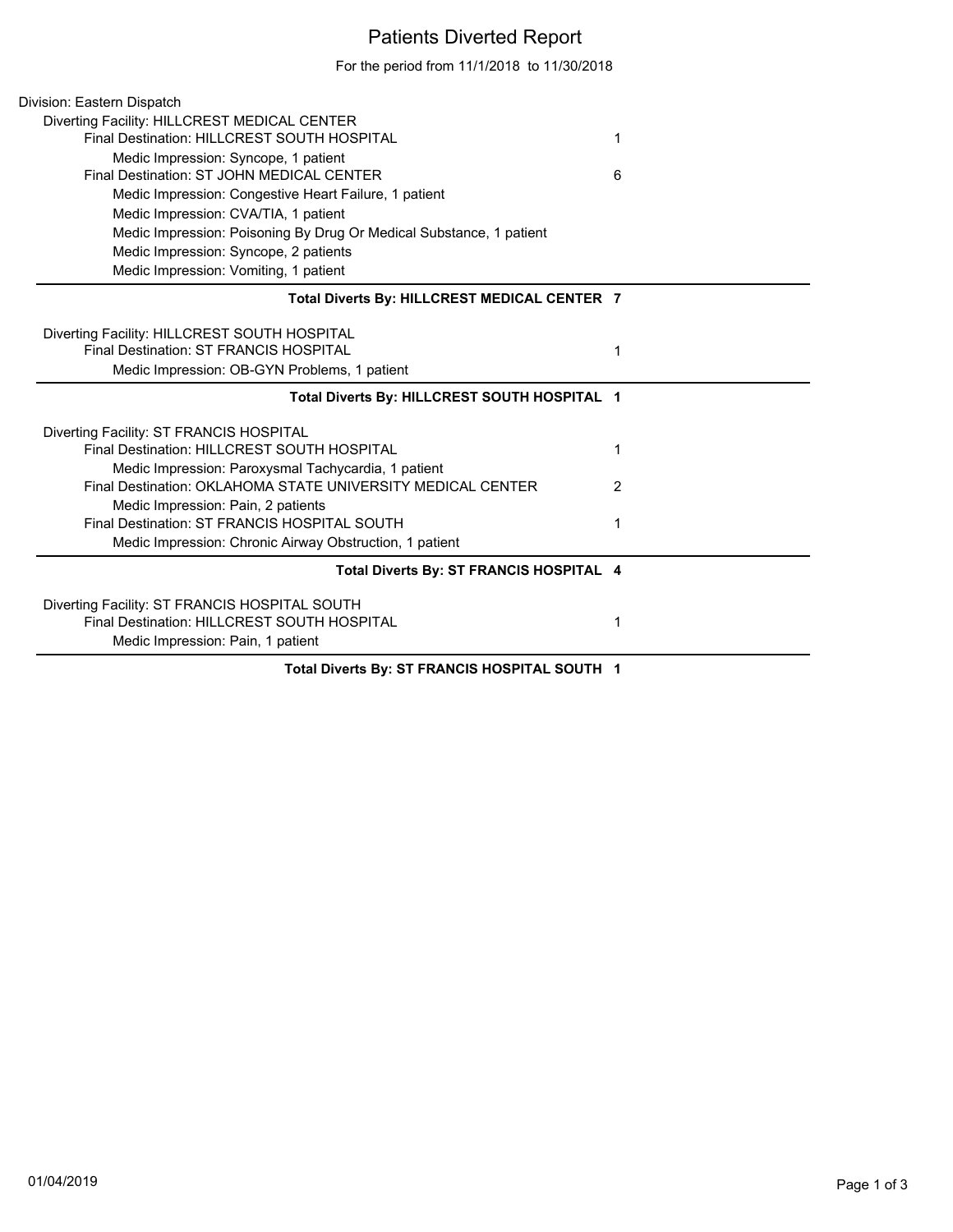# Patients Diverted Report

For the period from 11/1/2018 to 11/30/2018

Division: Eastern Dispatch

Diverting Facility: HILLCREST MEDICAL CENTER

| | |
|---|---|
| Final Destination: HILLCREST SOUTH HOSPITAL | 1 |
| Medic Impression: Syncope, 1 patient | |
| Final Destination: ST JOHN MEDICAL CENTER | 6 |
| Medic Impression: Congestive Heart Failure, 1 patient | |
| Medic Impression: CVA/TIA, 1 patient | |
| Medic Impression: Poisoning By Drug Or Medical Substance, 1 patient | |
| Medic Impression: Syncope, 2 patients | |
| Medic Impression: Vomiting, 1 patient | |
| **Total Diverts By: HILLCREST MEDICAL CENTER** | **7** |

Diverting Facility: HILLCREST SOUTH HOSPITAL

| | |
|---|---|
| Final Destination: ST FRANCIS HOSPITAL | 1 |
| Medic Impression: OB-GYN Problems, 1 patient | |
| **Total Diverts By: HILLCREST SOUTH HOSPITAL** | **1** |

Diverting Facility: ST FRANCIS HOSPITAL

| | |
|---|---|
| Final Destination: HILLCREST SOUTH HOSPITAL | 1 |
| Medic Impression: Paroxysmal Tachycardia, 1 patient | |
| Final Destination: OKLAHOMA STATE UNIVERSITY MEDICAL CENTER | 2 |
| Medic Impression: Pain, 2 patients | |
| Final Destination: ST FRANCIS HOSPITAL SOUTH | 1 |
| Medic Impression: Chronic Airway Obstruction, 1 patient | |
| **Total Diverts By: ST FRANCIS HOSPITAL** | **4** |

Diverting Facility: ST FRANCIS HOSPITAL SOUTH

| | |
|---|---|
| Final Destination: HILLCREST SOUTH HOSPITAL | 1 |
| Medic Impression: Pain, 1 patient | |
| **Total Diverts By: ST FRANCIS HOSPITAL SOUTH** | **1** |

01/04/2019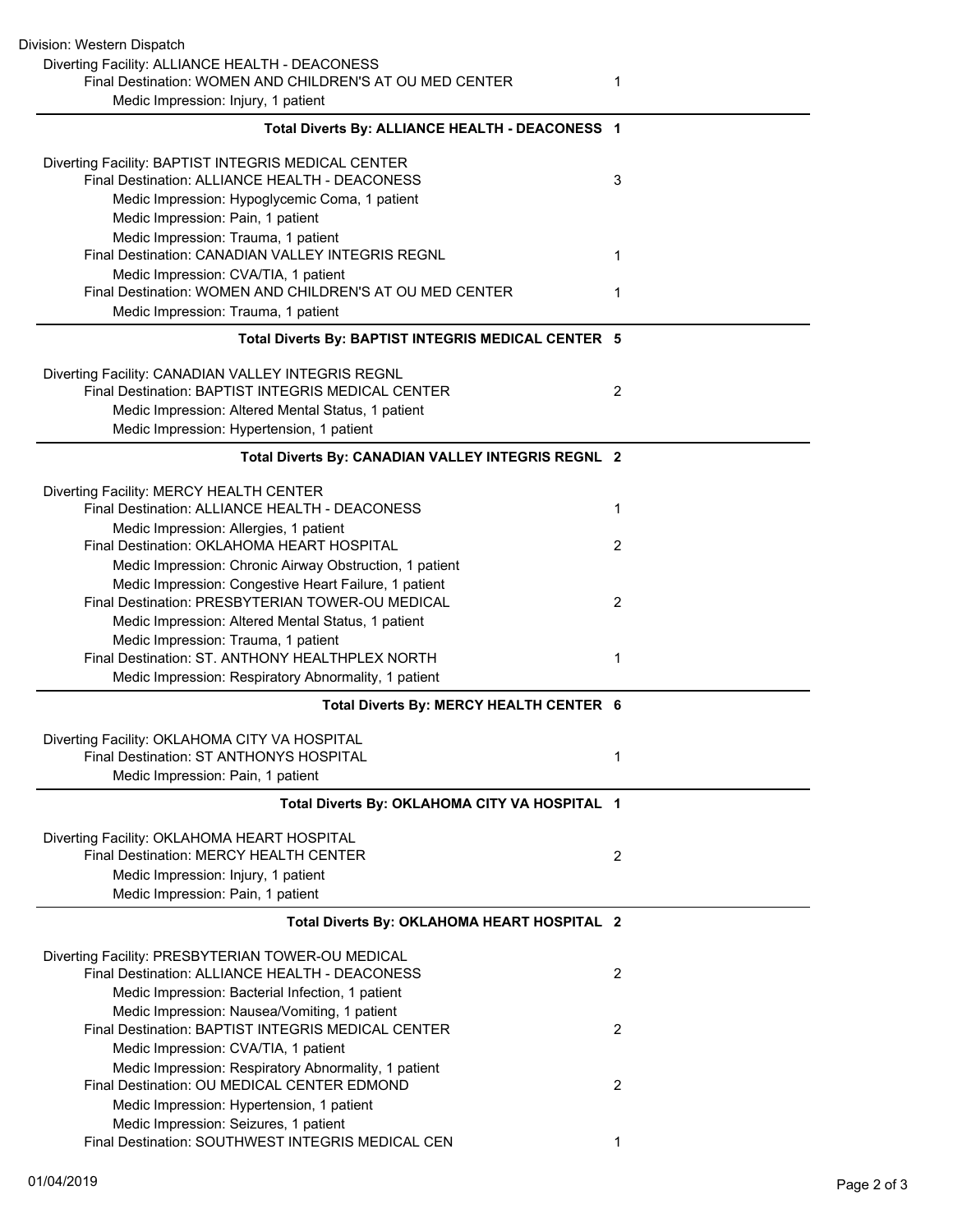Division: Western Dispatch

Diverting Facility: ALLIANCE HEALTH - DEACONESS

| | |
|---|---|
| Final Destination: WOMEN AND CHILDREN'S AT OU MED CENTER | 1 |
| Medic Impression: Injury, 1 patient | |
| **Total Diverts By: ALLIANCE HEALTH - DEACONESS** | **1** |

Diverting Facility: BAPTIST INTEGRIS MEDICAL CENTER

| | |
|---|---|
| Final Destination: ALLIANCE HEALTH - DEACONESS | 3 |
| Medic Impression: Hypoglycemic Coma, 1 patient | |
| Medic Impression: Pain, 1 patient | |
| Medic Impression: Trauma, 1 patient | |
| Final Destination: CANADIAN VALLEY INTEGRIS REGNL | 1 |
| Medic Impression: CVA/TIA, 1 patient | |
| Final Destination: WOMEN AND CHILDREN'S AT OU MED CENTER | 1 |
| Medic Impression: Trauma, 1 patient | |
| **Total Diverts By: BAPTIST INTEGRIS MEDICAL CENTER** | **5** |

Diverting Facility: CANADIAN VALLEY INTEGRIS REGNL

| | |
|---|---|
| Final Destination: BAPTIST INTEGRIS MEDICAL CENTER | 2 |
| Medic Impression: Altered Mental Status, 1 patient | |
| Medic Impression: Hypertension, 1 patient | |
| **Total Diverts By: CANADIAN VALLEY INTEGRIS REGNL** | **2** |

Diverting Facility: MERCY HEALTH CENTER

| | |
|---|---|
| Final Destination: ALLIANCE HEALTH - DEACONESS | 1 |
| Medic Impression: Allergies, 1 patient | |
| Final Destination: OKLAHOMA HEART HOSPITAL | 2 |
| Medic Impression: Chronic Airway Obstruction, 1 patient | |
| Medic Impression: Congestive Heart Failure, 1 patient | |
| Final Destination: PRESBYTERIAN TOWER-OU MEDICAL | 2 |
| Medic Impression: Altered Mental Status, 1 patient | |
| Medic Impression: Trauma, 1 patient | |
| Final Destination: ST. ANTHONY HEALTHPLEX NORTH | 1 |
| Medic Impression: Respiratory Abnormality, 1 patient | |
| **Total Diverts By: MERCY HEALTH CENTER** | **6** |

Diverting Facility: OKLAHOMA CITY VA HOSPITAL

| | |
|---|---|
| Final Destination: ST ANTHONYS HOSPITAL | 1 |
| Medic Impression: Pain, 1 patient | |
| **Total Diverts By: OKLAHOMA CITY VA HOSPITAL** | **1** |

Diverting Facility: OKLAHOMA HEART HOSPITAL

| | |
|---|---|
| Final Destination: MERCY HEALTH CENTER | 2 |
| Medic Impression: Injury, 1 patient | |
| Medic Impression: Pain, 1 patient | |
| **Total Diverts By: OKLAHOMA HEART HOSPITAL** | **2** |

Diverting Facility: PRESBYTERIAN TOWER-OU MEDICAL

| | |
|---|---|
| Final Destination: ALLIANCE HEALTH - DEACONESS | 2 |
| Medic Impression: Bacterial Infection, 1 patient | |
| Medic Impression: Nausea/Vomiting, 1 patient | |
| Final Destination: BAPTIST INTEGRIS MEDICAL CENTER | 2 |
| Medic Impression: CVA/TIA, 1 patient | |
| Medic Impression: Respiratory Abnormality, 1 patient | |
| Final Destination: OU MEDICAL CENTER EDMOND | 2 |
| Medic Impression: Hypertension, 1 patient | |
| Medic Impression: Seizures, 1 patient | |
| Final Destination: SOUTHWEST INTEGRIS MEDICAL CEN | 1 |

01/04/2019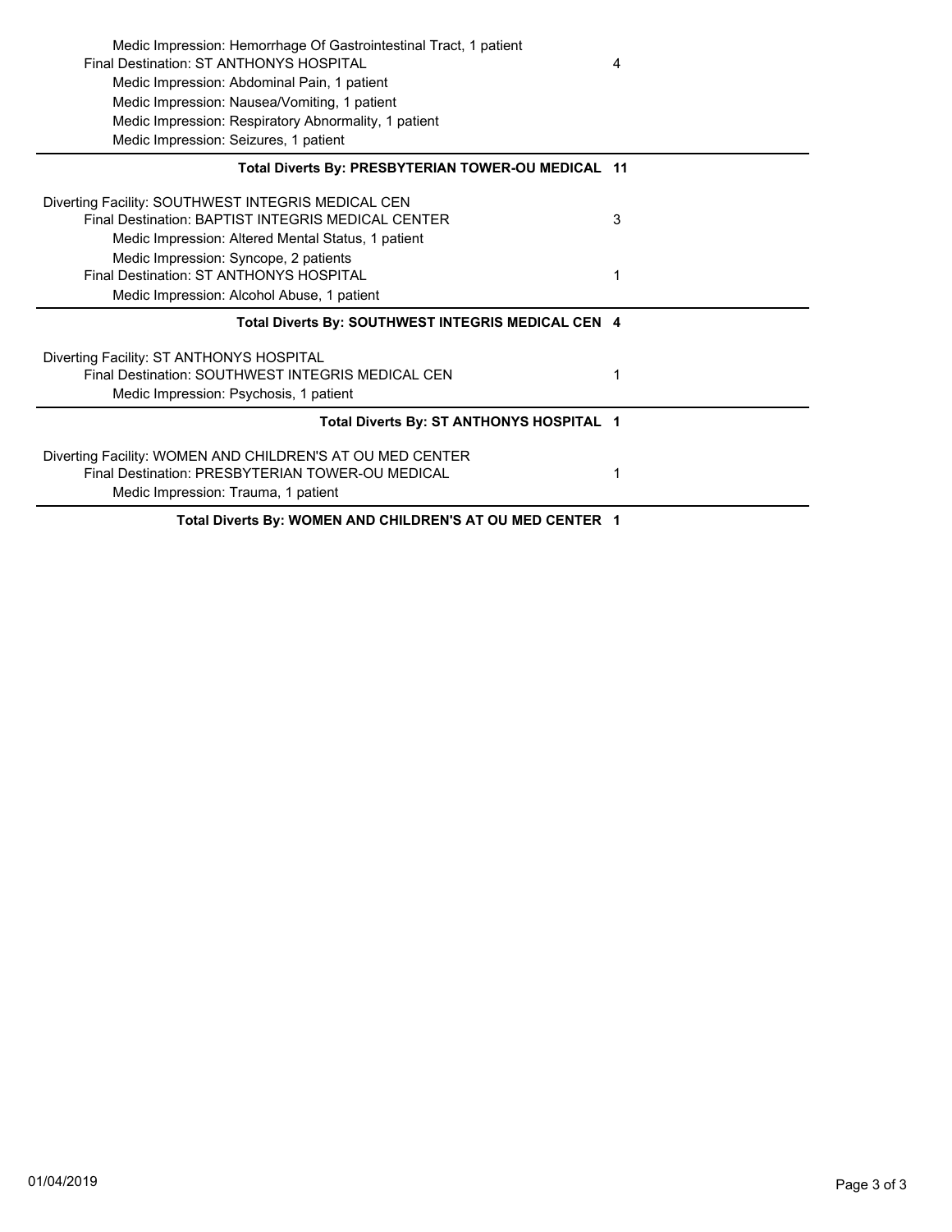Medic Impression: Hemorrhage Of Gastrointestinal Tract, 1 patient

Final Destination: ST ANTHONYS HOSPITAL 4

Medic Impression: Abdominal Pain, 1 patient

Medic Impression: Nausea/Vomiting, 1 patient

Medic Impression: Respiratory Abnormality, 1 patient

Medic Impression: Seizures, 1 patient

**Total Diverts By: PRESBYTERIAN TOWER-OU MEDICAL 11**

Diverting Facility: SOUTHWEST INTEGRIS MEDICAL CEN

Final Destination: BAPTIST INTEGRIS MEDICAL CENTER 3

Medic Impression: Altered Mental Status, 1 patient

Medic Impression: Syncope, 2 patients

Final Destination: ST ANTHONYS HOSPITAL 1

Medic Impression: Alcohol Abuse, 1 patient

**Total Diverts By: SOUTHWEST INTEGRIS MEDICAL CEN 4**

Diverting Facility: ST ANTHONYS HOSPITAL

Final Destination: SOUTHWEST INTEGRIS MEDICAL CEN 1

Medic Impression: Psychosis, 1 patient

**Total Diverts By: ST ANTHONYS HOSPITAL 1**

Diverting Facility: WOMEN AND CHILDREN'S AT OU MED CENTER

Final Destination: PRESBYTERIAN TOWER-OU MEDICAL 1

Medic Impression: Trauma, 1 patient

**Total Diverts By: WOMEN AND CHILDREN'S AT OU MED CENTER 1**

01/04/2019